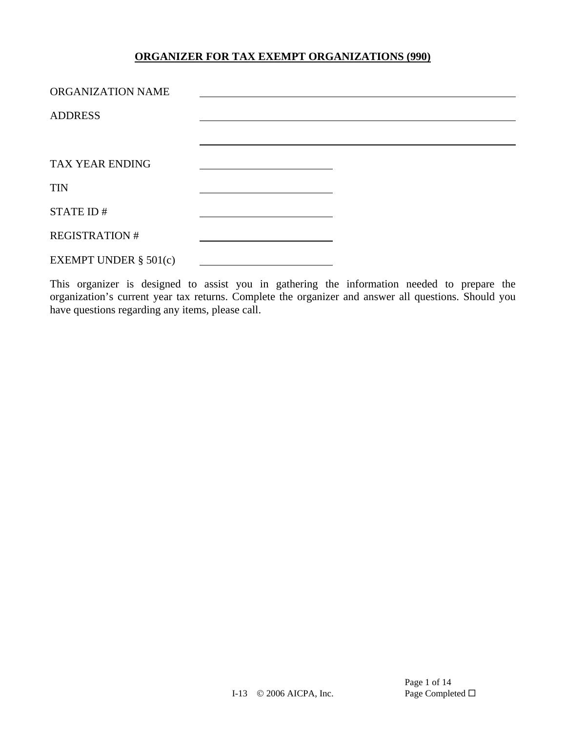# ORGANIZER FOR TAX EXEMPT ORGANIZATIONS (990)

ORGANIZATION NAME ______________________________

ADDRESS ______________________________

______________________________

TAX YEAR ENDING ______________

TIN ______________

STATE ID # ______________

REGISTRATION # ______________

EXEMPT UNDER § 501(c) ______________

This organizer is designed to assist you in gathering the information needed to prepare the organization's current year tax returns. Complete the organizer and answer all questions. Should you have questions regarding any items, please call.

I-13 © 2006 AICPA, Inc.

Page Completed ☐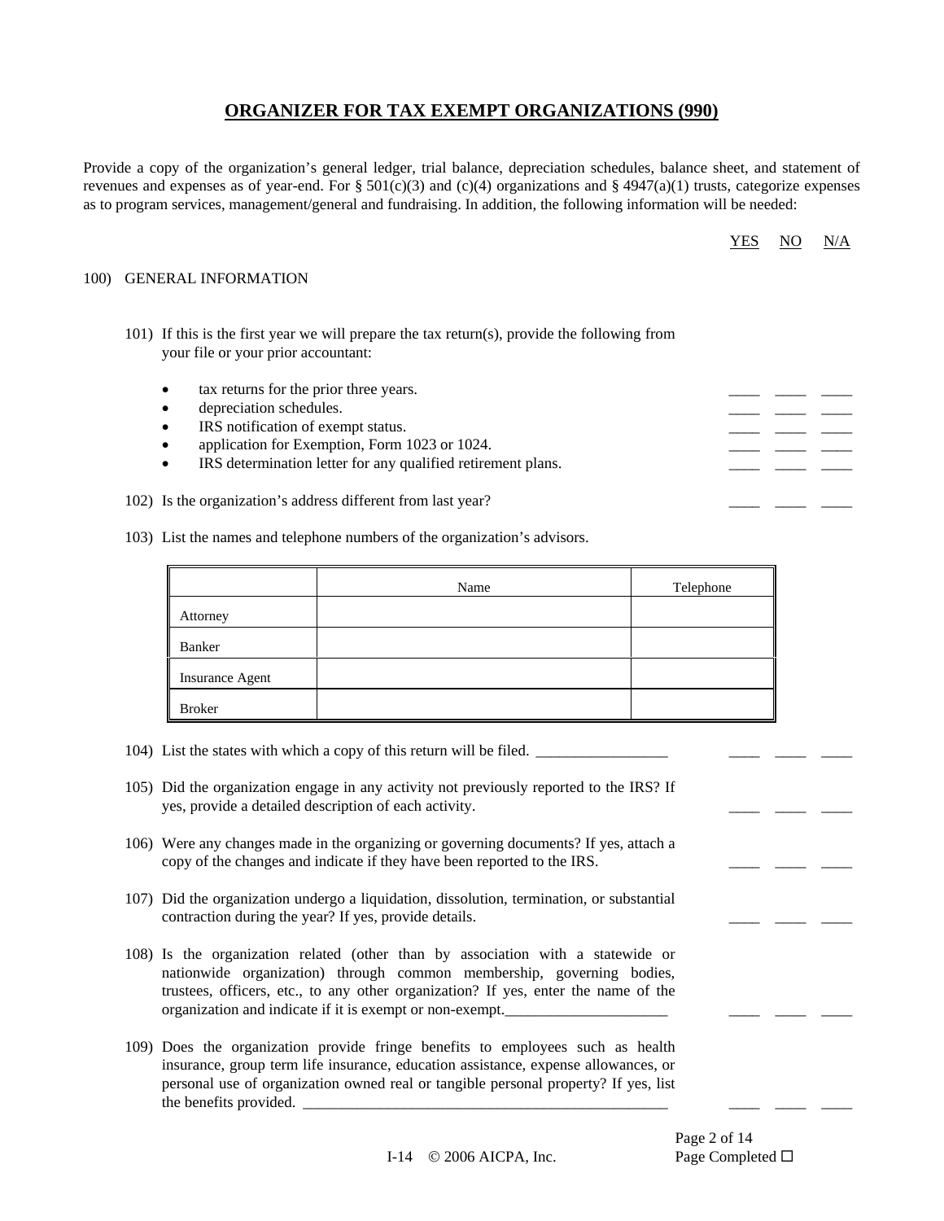# ORGANIZER FOR TAX EXEMPT ORGANIZATIONS (990)

Provide a copy of the organization's general ledger, trial balance, depreciation schedules, balance sheet, and statement of revenues and expenses as of year-end. For § 501(c)(3) and (c)(4) organizations and § 4947(a)(1) trusts, categorize expenses as to program services, management/general and fundraising. In addition, the following information will be needed:

| | YES | NO | N/A |
|---|---|---|---|
| **100) GENERAL INFORMATION** | | | |
| 101) If this is the first year we will prepare the tax return(s), provide the following from your file or your prior accountant: | | | |
| • tax returns for the prior three years. | ____ | ____ | ____ |
| • depreciation schedules. | ____ | ____ | ____ |
| • IRS notification of exempt status. | ____ | ____ | ____ |
| • application for Exemption, Form 1023 or 1024. | ____ | ____ | ____ |
| • IRS determination letter for any qualified retirement plans. | ____ | ____ | ____ |
| 102) Is the organization's address different from last year? | ____ | ____ | ____ |

103) List the names and telephone numbers of the organization's advisors.

| | Name | Telephone |
|---|---|---|
| Attorney | | |
| Banker | | |
| Insurance Agent | | |
| Broker | | |

| | YES | NO | N/A |
|---|---|---|---|
| 104) List the states with which a copy of this return will be filed. _________________ | ____ | ____ | ____ |
| 105) Did the organization engage in any activity not previously reported to the IRS? If yes, provide a detailed description of each activity. | ____ | ____ | ____ |
| 106) Were any changes made in the organizing or governing documents? If yes, attach a copy of the changes and indicate if they have been reported to the IRS. | ____ | ____ | ____ |
| 107) Did the organization undergo a liquidation, dissolution, termination, or substantial contraction during the year? If yes, provide details. | ____ | ____ | ____ |
| 108) Is the organization related (other than by association with a statewide or nationwide organization) through common membership, governing bodies, trustees, officers, etc., to any other organization? If yes, enter the name of the organization and indicate if it is exempt or non-exempt._____________________ | ____ | ____ | ____ |
| 109) Does the organization provide fringe benefits to employees such as health insurance, group term life insurance, education assistance, expense allowances, or personal use of organization owned real or tangible personal property? If yes, list the benefits provided. _________________________________________________ | ____ | ____ | ____ |

I-14 © 2006 AICPA, Inc.

Page Completed ☐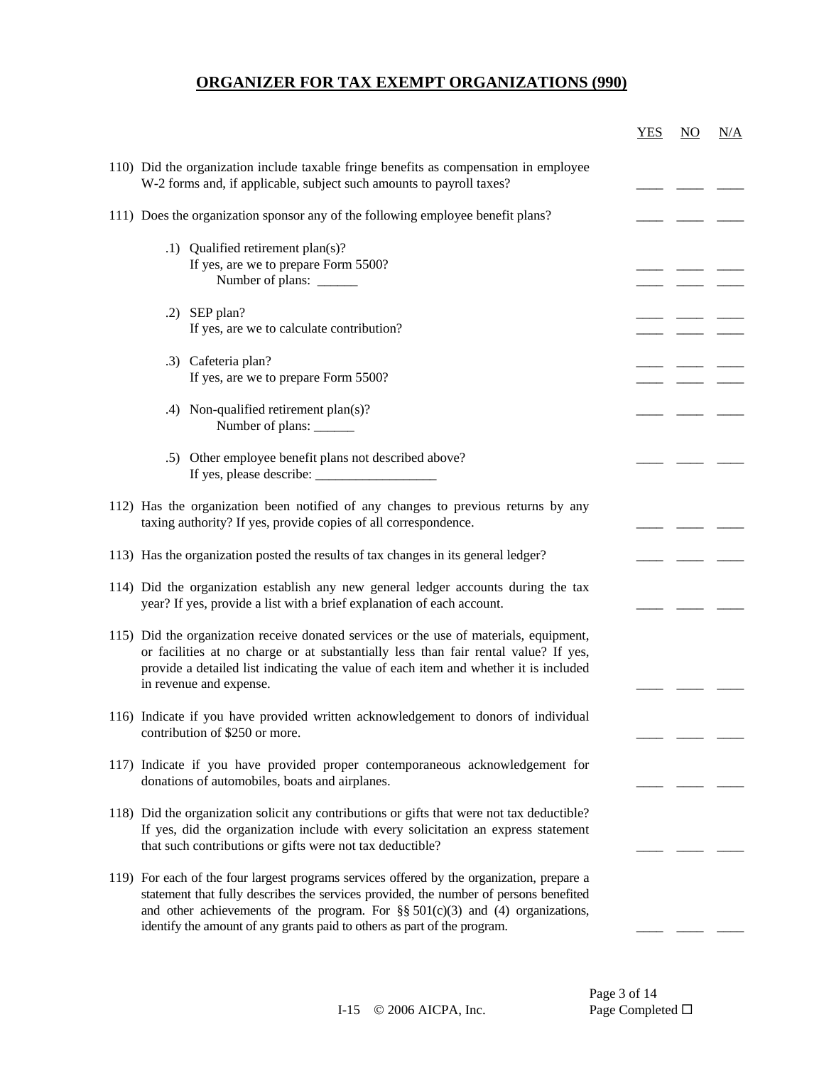# ORGANIZER FOR TAX EXEMPT ORGANIZATIONS (990)

| | YES | NO | N/A |
|---|---|---|---|
| 110) Did the organization include taxable fringe benefits as compensation in employee W-2 forms and, if applicable, subject such amounts to payroll taxes? | ____ | ____ | ____ |
| 111) Does the organization sponsor any of the following employee benefit plans? | ____ | ____ | ____ |
| .1) Qualified retirement plan(s)? | | | |
| If yes, are we to prepare Form 5500? | ____ | ____ | ____ |
| Number of plans: ______ | ____ | ____ | ____ |
| .2) SEP plan? | ____ | ____ | ____ |
| If yes, are we to calculate contribution? | ____ | ____ | ____ |
| .3) Cafeteria plan? | ____ | ____ | ____ |
| If yes, are we to prepare Form 5500? | ____ | ____ | ____ |
| .4) Non-qualified retirement plan(s)? Number of plans: ______ | ____ | ____ | ____ |
| .5) Other employee benefit plans not described above? If yes, please describe: __________________ | ____ | ____ | ____ |
| 112) Has the organization been notified of any changes to previous returns by any taxing authority? If yes, provide copies of all correspondence. | ____ | ____ | ____ |
| 113) Has the organization posted the results of tax changes in its general ledger? | ____ | ____ | ____ |
| 114) Did the organization establish any new general ledger accounts during the tax year? If yes, provide a list with a brief explanation of each account. | ____ | ____ | ____ |
| 115) Did the organization receive donated services or the use of materials, equipment, or facilities at no charge or at substantially less than fair rental value? If yes, provide a detailed list indicating the value of each item and whether it is included in revenue and expense. | ____ | ____ | ____ |
| 116) Indicate if you have provided written acknowledgement to donors of individual contribution of $250 or more. | ____ | ____ | ____ |
| 117) Indicate if you have provided proper contemporaneous acknowledgement for donations of automobiles, boats and airplanes. | ____ | ____ | ____ |
| 118) Did the organization solicit any contributions or gifts that were not tax deductible? If yes, did the organization include with every solicitation an express statement that such contributions or gifts were not tax deductible? | ____ | ____ | ____ |
| 119) For each of the four largest programs services offered by the organization, prepare a statement that fully describes the services provided, the number of persons benefited and other achievements of the program. For §§ 501(c)(3) and (4) organizations, identify the amount of any grants paid to others as part of the program. | ____ | ____ | ____ |

I-15 © 2006 AICPA, Inc.

Page Completed ☐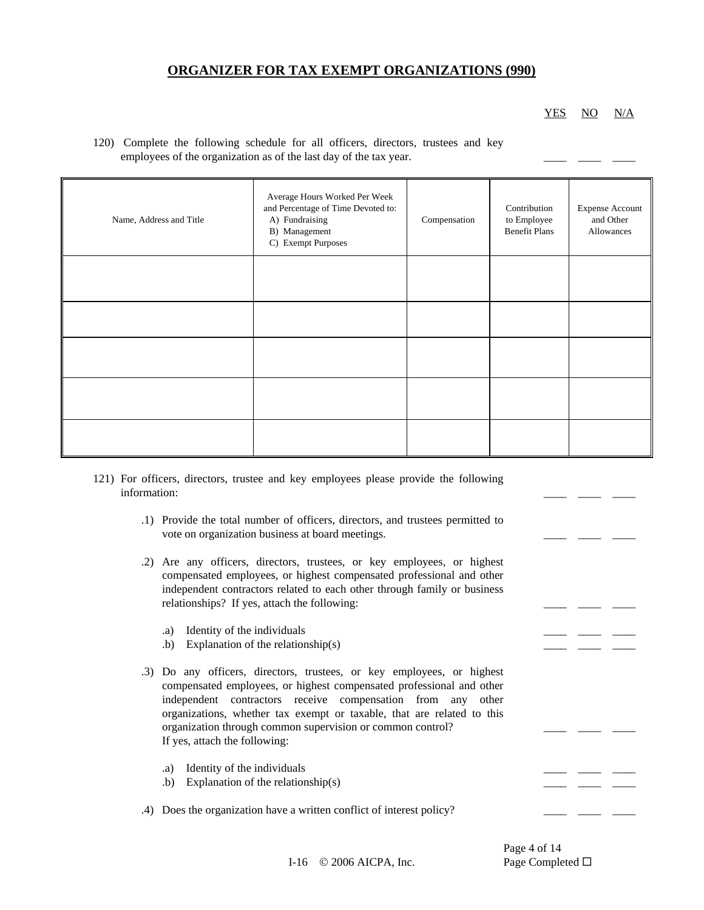# ORGANIZER FOR TAX EXEMPT ORGANIZATIONS (990)

YES NO N/A

120) Complete the following schedule for all officers, directors, trustees and key employees of the organization as of the last day of the tax year. ____ ____ ____

| Name, Address and Title | Average Hours Worked Per Week and Percentage of Time Devoted to: A) Fundraising B) Management C) Exempt Purposes | Compensation | Contribution to Employee Benefit Plans | Expense Account and Other Allowances |
|---|---|---|---|---|
| | | | | |
| | | | | |
| | | | | |
| | | | | |
| | | | | |

121) For officers, directors, trustee and key employees please provide the following information: ____ ____ ____

.1) Provide the total number of officers, directors, and trustees permitted to vote on organization business at board meetings. ____ ____ ____

.2) Are any officers, directors, trustees, or key employees, or highest compensated employees, or highest compensated professional and other independent contractors related to each other through family or business relationships? If yes, attach the following: ____ ____ ____

.a) Identity of the individuals ____ ____ ____
.b) Explanation of the relationship(s) ____ ____ ____

.3) Do any officers, directors, trustees, or key employees, or highest compensated employees, or highest compensated professional and other independent contractors receive compensation from any other organizations, whether tax exempt or taxable, that are related to this organization through common supervision or common control? If yes, attach the following: ____ ____ ____

.a) Identity of the individuals ____ ____ ____
.b) Explanation of the relationship(s) ____ ____ ____

.4) Does the organization have a written conflict of interest policy? ____ ____ ____

Page Completed ☐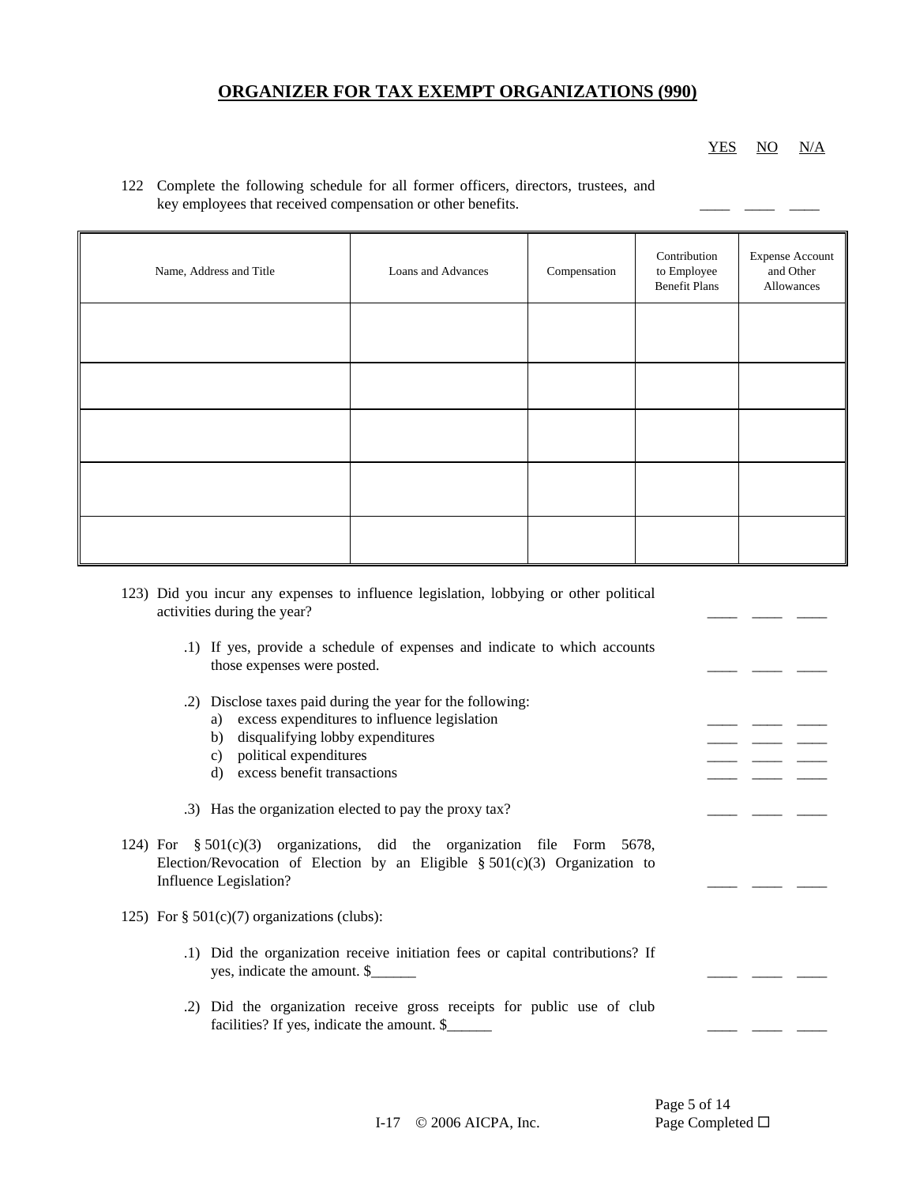## ORGANIZER FOR TAX EXEMPT ORGANIZATIONS (990)

YES NO N/A

122 Complete the following schedule for all former officers, directors, trustees, and key employees that received compensation or other benefits. ____ ____ ____

| Name, Address and Title | Loans and Advances | Compensation | Contribution to Employee Benefit Plans | Expense Account and Other Allowances |
|---|---|---|---|---|
| | | | | |
| | | | | |
| | | | | |
| | | | | |
| | | | | |

123) Did you incur any expenses to influence legislation, lobbying or other political activities during the year? ____ ____ ____

.1) If yes, provide a schedule of expenses and indicate to which accounts those expenses were posted. ____ ____ ____

.2) Disclose taxes paid during the year for the following:

a) excess expenditures to influence legislation ____ ____ ____

b) disqualifying lobby expenditures ____ ____ ____

c) political expenditures ____ ____ ____

d) excess benefit transactions ____ ____ ____

.3) Has the organization elected to pay the proxy tax? ____ ____ ____

124) For § 501(c)(3) organizations, did the organization file Form 5678, Election/Revocation of Election by an Eligible § 501(c)(3) Organization to Influence Legislation? ____ ____ ____

125) For § 501(c)(7) organizations (clubs):

.1) Did the organization receive initiation fees or capital contributions? If yes, indicate the amount. $______ ____ ____ ____

.2) Did the organization receive gross receipts for public use of club facilities? If yes, indicate the amount. $______ ____ ____ ____

I-17 © 2006 AICPA, Inc.

Page Completed ☐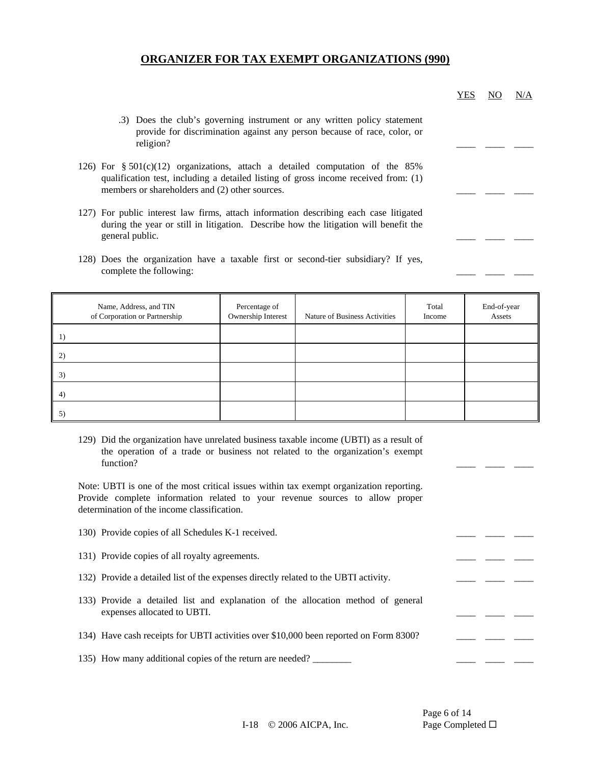## ORGANIZER FOR TAX EXEMPT ORGANIZATIONS (990)

| | YES | NO | N/A |
|---|---|---|---|
| .3) Does the club's governing instrument or any written policy statement provide for discrimination against any person because of race, color, or religion? | ____ | ____ | ____ |
| 126) For § 501(c)(12) organizations, attach a detailed computation of the 85% qualification test, including a detailed listing of gross income received from: (1) members or shareholders and (2) other sources. | ____ | ____ | ____ |
| 127) For public interest law firms, attach information describing each case litigated during the year or still in litigation. Describe how the litigation will benefit the general public. | ____ | ____ | ____ |
| 128) Does the organization have a taxable first or second-tier subsidiary? If yes, complete the following: | ____ | ____ | ____ |

| Name, Address, and TIN of Corporation or Partnership | Percentage of Ownership Interest | Nature of Business Activities | Total Income | End-of-year Assets |
|---|---|---|---|---|
| 1) | | | | |
| 2) | | | | |
| 3) | | | | |
| 4) | | | | |
| 5) | | | | |

| | YES | NO | N/A |
|---|---|---|---|
| 129) Did the organization have unrelated business taxable income (UBTI) as a result of the operation of a trade or business not related to the organization's exempt function? | ____ | ____ | ____ |

Note: UBTI is one of the most critical issues within tax exempt organization reporting. Provide complete information related to your revenue sources to allow proper determination of the income classification.

| | YES | NO | N/A |
|---|---|---|---|
| 130) Provide copies of all Schedules K-1 received. | ____ | ____ | ____ |
| 131) Provide copies of all royalty agreements. | ____ | ____ | ____ |
| 132) Provide a detailed list of the expenses directly related to the UBTI activity. | ____ | ____ | ____ |
| 133) Provide a detailed list and explanation of the allocation method of general expenses allocated to UBTI. | ____ | ____ | ____ |
| 134) Have cash receipts for UBTI activities over $10,000 been reported on Form 8300? | ____ | ____ | ____ |
| 135) How many additional copies of the return are needed? ________ | ____ | ____ | ____ |

Page Completed ☐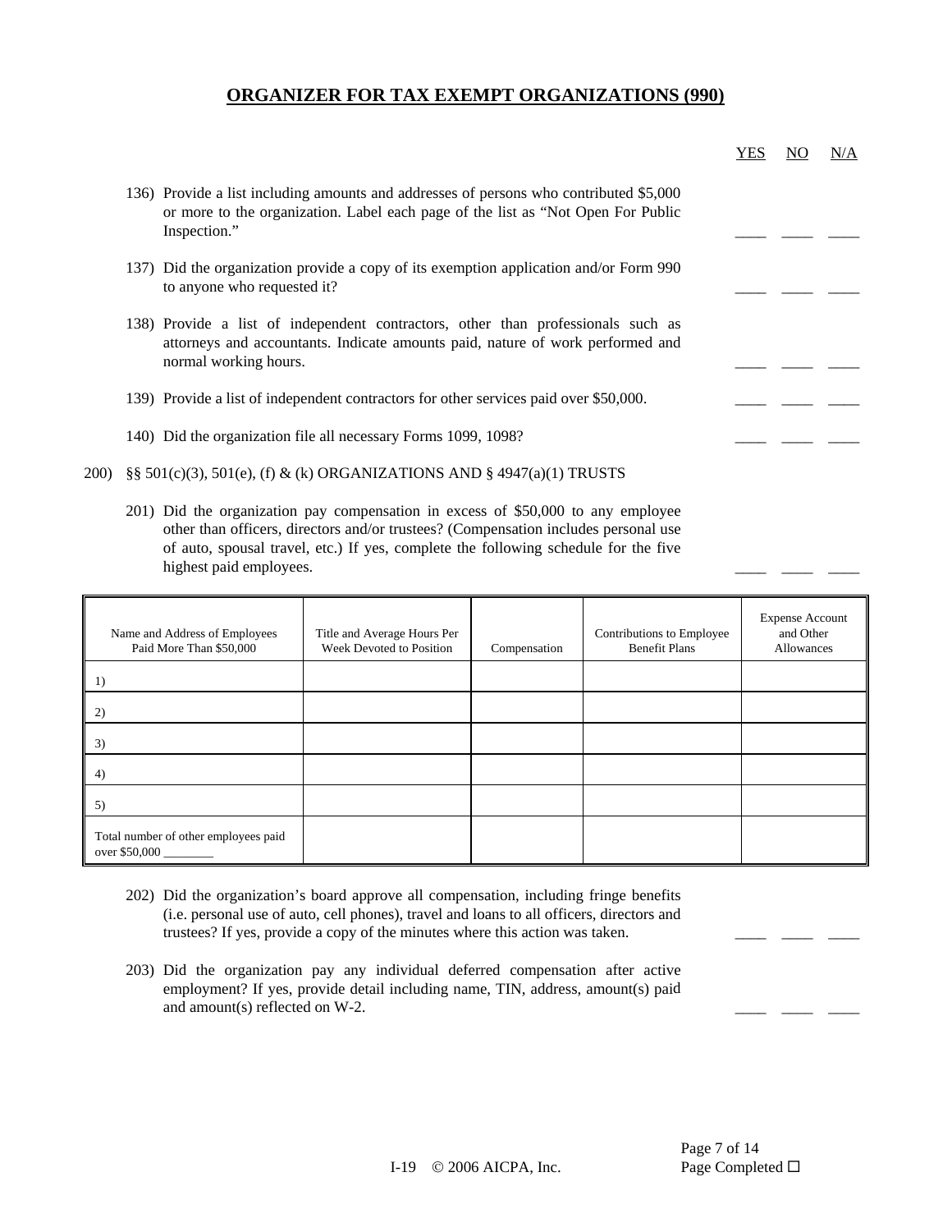## ORGANIZER FOR TAX EXEMPT ORGANIZATIONS (990)

YES NO N/A

136) Provide a list including amounts and addresses of persons who contributed $5,000 or more to the organization. Label each page of the list as "Not Open For Public Inspection." ____ ____ ____

137) Did the organization provide a copy of its exemption application and/or Form 990 to anyone who requested it? ____ ____ ____

138) Provide a list of independent contractors, other than professionals such as attorneys and accountants. Indicate amounts paid, nature of work performed and normal working hours. ____ ____ ____

139) Provide a list of independent contractors for other services paid over $50,000. ____ ____ ____

140) Did the organization file all necessary Forms 1099, 1098? ____ ____ ____

200) §§ 501(c)(3), 501(e), (f) & (k) ORGANIZATIONS AND § 4947(a)(1) TRUSTS

201) Did the organization pay compensation in excess of $50,000 to any employee other than officers, directors and/or trustees? (Compensation includes personal use of auto, spousal travel, etc.) If yes, complete the following schedule for the five highest paid employees. ____ ____ ____

| Name and Address of Employees Paid More Than $50,000 | Title and Average Hours Per Week Devoted to Position | Compensation | Contributions to Employee Benefit Plans | Expense Account and Other Allowances |
|---|---|---|---|---|
| 1) | | | | |
| 2) | | | | |
| 3) | | | | |
| 4) | | | | |
| 5) | | | | |
| Total number of other employees paid over $50,000 ________ | | | | |

202) Did the organization's board approve all compensation, including fringe benefits (i.e. personal use of auto, cell phones), travel and loans to all officers, directors and trustees? If yes, provide a copy of the minutes where this action was taken. ____ ____ ____

203) Did the organization pay any individual deferred compensation after active employment? If yes, provide detail including name, TIN, address, amount(s) paid and amount(s) reflected on W-2. ____ ____ ____

Page Completed ☐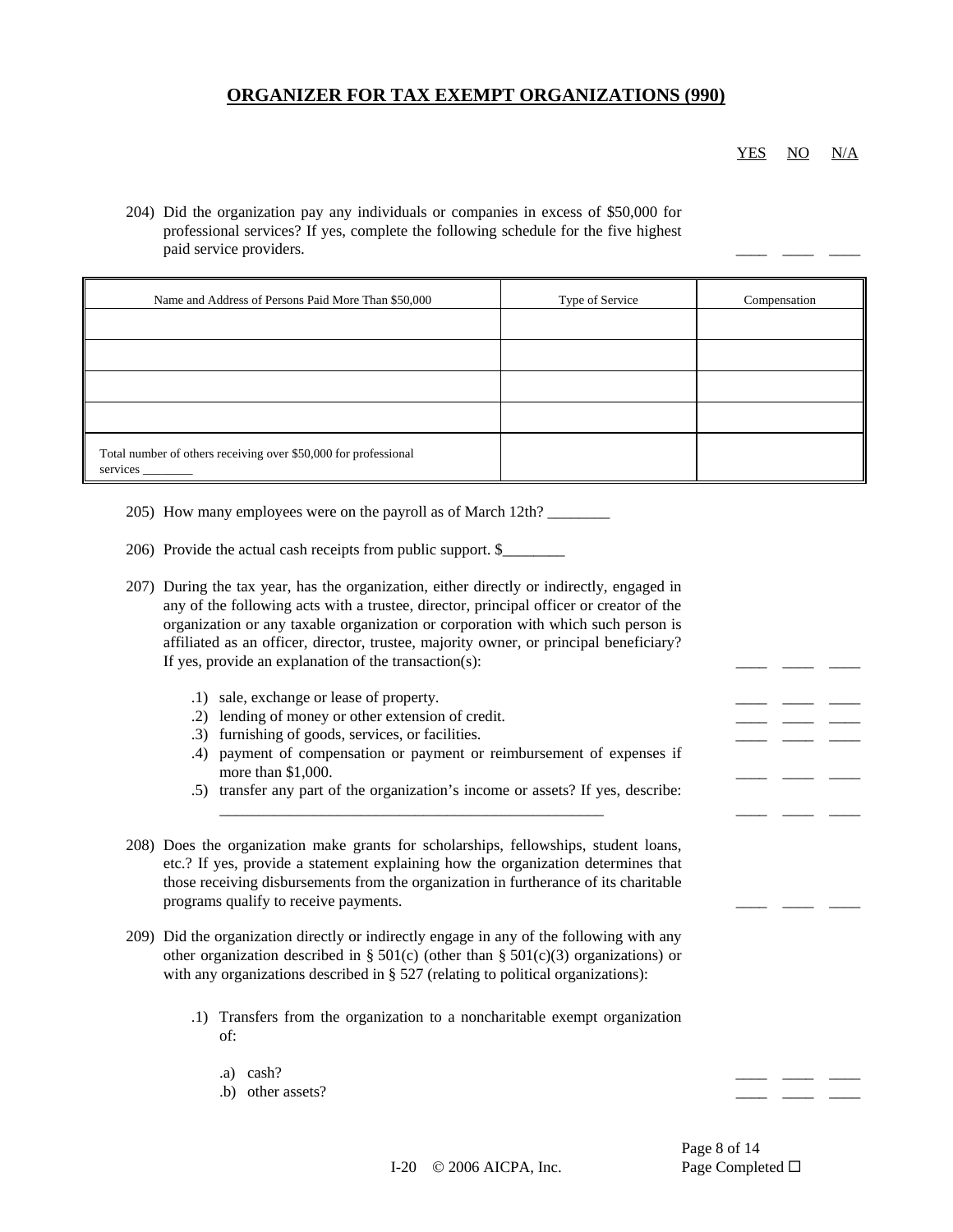## ORGANIZER FOR TAX EXEMPT ORGANIZATIONS (990)

YES NO N/A

204) Did the organization pay any individuals or companies in excess of $50,000 for professional services? If yes, complete the following schedule for the five highest paid service providers. ____ ____ ____

| Name and Address of Persons Paid More Than $50,000 | Type of Service | Compensation |
|---|---|---|
| | | |
| | | |
| | | |
| | | |
| Total number of others receiving over $50,000 for professional services ________ | | |

205) How many employees were on the payroll as of March 12th? ________

206) Provide the actual cash receipts from public support. $________

207) During the tax year, has the organization, either directly or indirectly, engaged in any of the following acts with a trustee, director, principal officer or creator of the organization or any taxable organization or corporation with which such person is affiliated as an officer, director, trustee, majority owner, or principal beneficiary? If yes, provide an explanation of the transaction(s): ____ ____ ____

- .1) sale, exchange or lease of property. ____ ____ ____
- .2) lending of money or other extension of credit. ____ ____ ____
- .3) furnishing of goods, services, or facilities. ____ ____ ____
- .4) payment of compensation or payment or reimbursement of expenses if more than $1,000. ____ ____ ____
- .5) transfer any part of the organization's income or assets? If yes, describe: ___________________________________________________ ____ ____ ____

208) Does the organization make grants for scholarships, fellowships, student loans, etc.? If yes, provide a statement explaining how the organization determines that those receiving disbursements from the organization in furtherance of its charitable programs qualify to receive payments. ____ ____ ____

209) Did the organization directly or indirectly engage in any of the following with any other organization described in § 501(c) (other than § 501(c)(3) organizations) or with any organizations described in § 527 (relating to political organizations):

- .1) Transfers from the organization to a noncharitable exempt organization of:
  - .a) cash? ____ ____ ____
  - .b) other assets? ____ ____ ____

I-20 © 2006 AICPA, Inc.

Page Completed ☐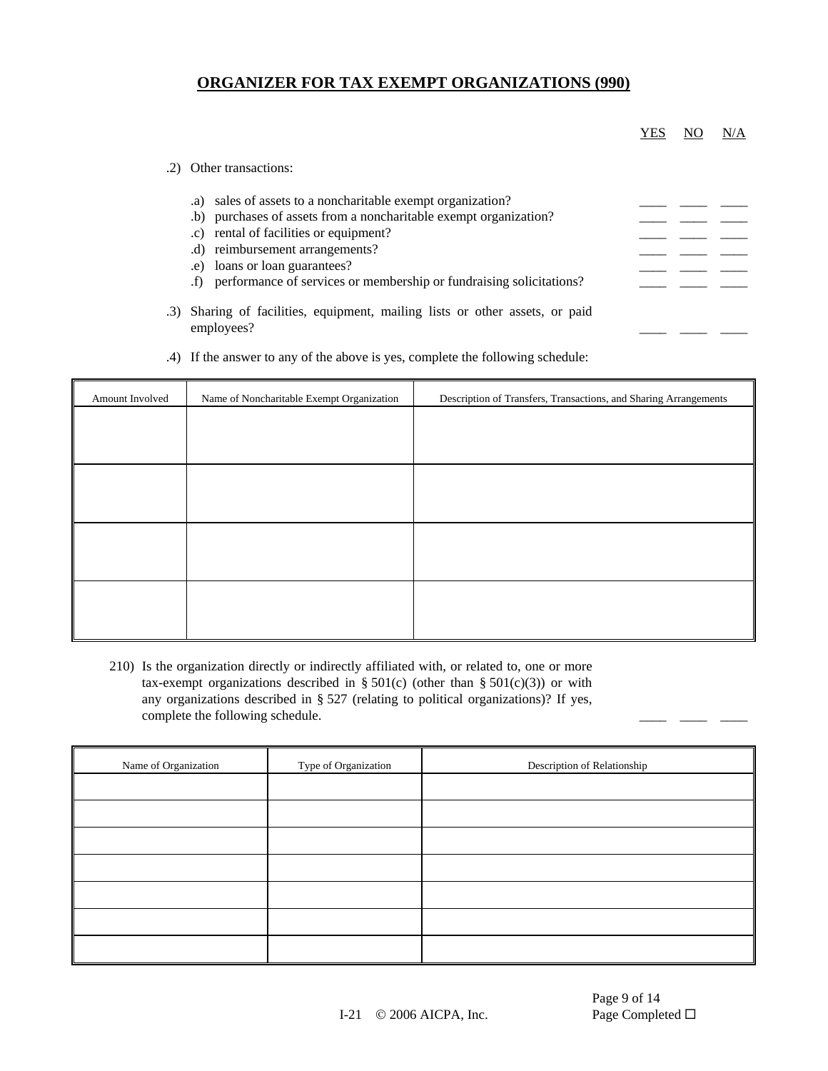## ORGANIZER FOR TAX EXEMPT ORGANIZATIONS (990)

| | YES | NO | N/A |
|---|---|---|---|
| .2) Other transactions: | | | |
| .a) sales of assets to a noncharitable exempt organization? | ____ | ____ | ____ |
| .b) purchases of assets from a noncharitable exempt organization? | ____ | ____ | ____ |
| .c) rental of facilities or equipment? | ____ | ____ | ____ |
| .d) reimbursement arrangements? | ____ | ____ | ____ |
| .e) loans or loan guarantees? | ____ | ____ | ____ |
| .f) performance of services or membership or fundraising solicitations? | ____ | ____ | ____ |
| .3) Sharing of facilities, equipment, mailing lists or other assets, or paid employees? | ____ | ____ | ____ |

.4) If the answer to any of the above is yes, complete the following schedule:

| Amount Involved | Name of Noncharitable Exempt Organization | Description of Transfers, Transactions, and Sharing Arrangements |
|---|---|---|
| | | |
| | | |
| | | |
| | | |

210) Is the organization directly or indirectly affiliated with, or related to, one or more tax-exempt organizations described in § 501(c) (other than § 501(c)(3)) or with any organizations described in § 527 (relating to political organizations)? If yes, complete the following schedule. ____ ____ ____

| Name of Organization | Type of Organization | Description of Relationship |
|---|---|---|
| | | |
| | | |
| | | |
| | | |
| | | |
| | | |
| | | |

I-21 © 2006 AICPA, Inc.

Page Completed ☐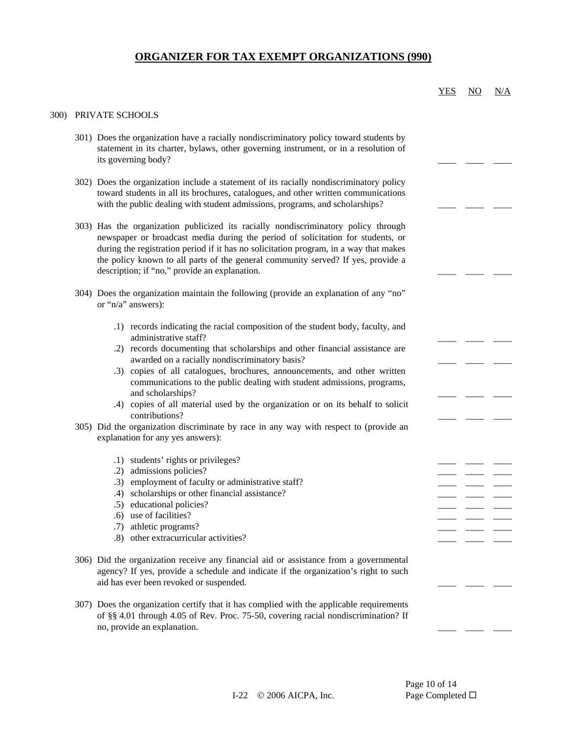# ORGANIZER FOR TAX EXEMPT ORGANIZATIONS (990)

| | YES | NO | N/A |
|---|---|---|---|
| **300) PRIVATE SCHOOLS** | | | |
| 301) Does the organization have a racially nondiscriminatory policy toward students by statement in its charter, bylaws, other governing instrument, or in a resolution of its governing body? | ____ | ____ | ____ |
| 302) Does the organization include a statement of its racially nondiscriminatory policy toward students in all its brochures, catalogues, and other written communications with the public dealing with student admissions, programs, and scholarships? | ____ | ____ | ____ |
| 303) Has the organization publicized its racially nondiscriminatory policy through newspaper or broadcast media during the period of solicitation for students, or during the registration period if it has no solicitation program, in a way that makes the policy known to all parts of the general community served? If yes, provide a description; if "no," provide an explanation. | ____ | ____ | ____ |
| 304) Does the organization maintain the following (provide an explanation of any "no" or "n/a" answers): | | | |
| .1) records indicating the racial composition of the student body, faculty, and administrative staff? | ____ | ____ | ____ |
| .2) records documenting that scholarships and other financial assistance are awarded on a racially nondiscriminatory basis? | ____ | ____ | ____ |
| .3) copies of all catalogues, brochures, announcements, and other written communications to the public dealing with student admissions, programs, and scholarships? | ____ | ____ | ____ |
| .4) copies of all material used by the organization or on its behalf to solicit contributions? | ____ | ____ | ____ |
| 305) Did the organization discriminate by race in any way with respect to (provide an explanation for any yes answers): | | | |
| .1) students' rights or privileges? | ____ | ____ | ____ |
| .2) admissions policies? | ____ | ____ | ____ |
| .3) employment of faculty or administrative staff? | ____ | ____ | ____ |
| .4) scholarships or other financial assistance? | ____ | ____ | ____ |
| .5) educational policies? | ____ | ____ | ____ |
| .6) use of facilities? | ____ | ____ | ____ |
| .7) athletic programs? | ____ | ____ | ____ |
| .8) other extracurricular activities? | ____ | ____ | ____ |
| 306) Did the organization receive any financial aid or assistance from a governmental agency? If yes, provide a schedule and indicate if the organization's right to such aid has ever been revoked or suspended. | ____ | ____ | ____ |
| 307) Does the organization certify that it has complied with the applicable requirements of §§ 4.01 through 4.05 of Rev. Proc. 75-50, covering racial nondiscrimination? If no, provide an explanation. | ____ | ____ | ____ |

I-22 © 2006 AICPA, Inc.

Page Completed ☐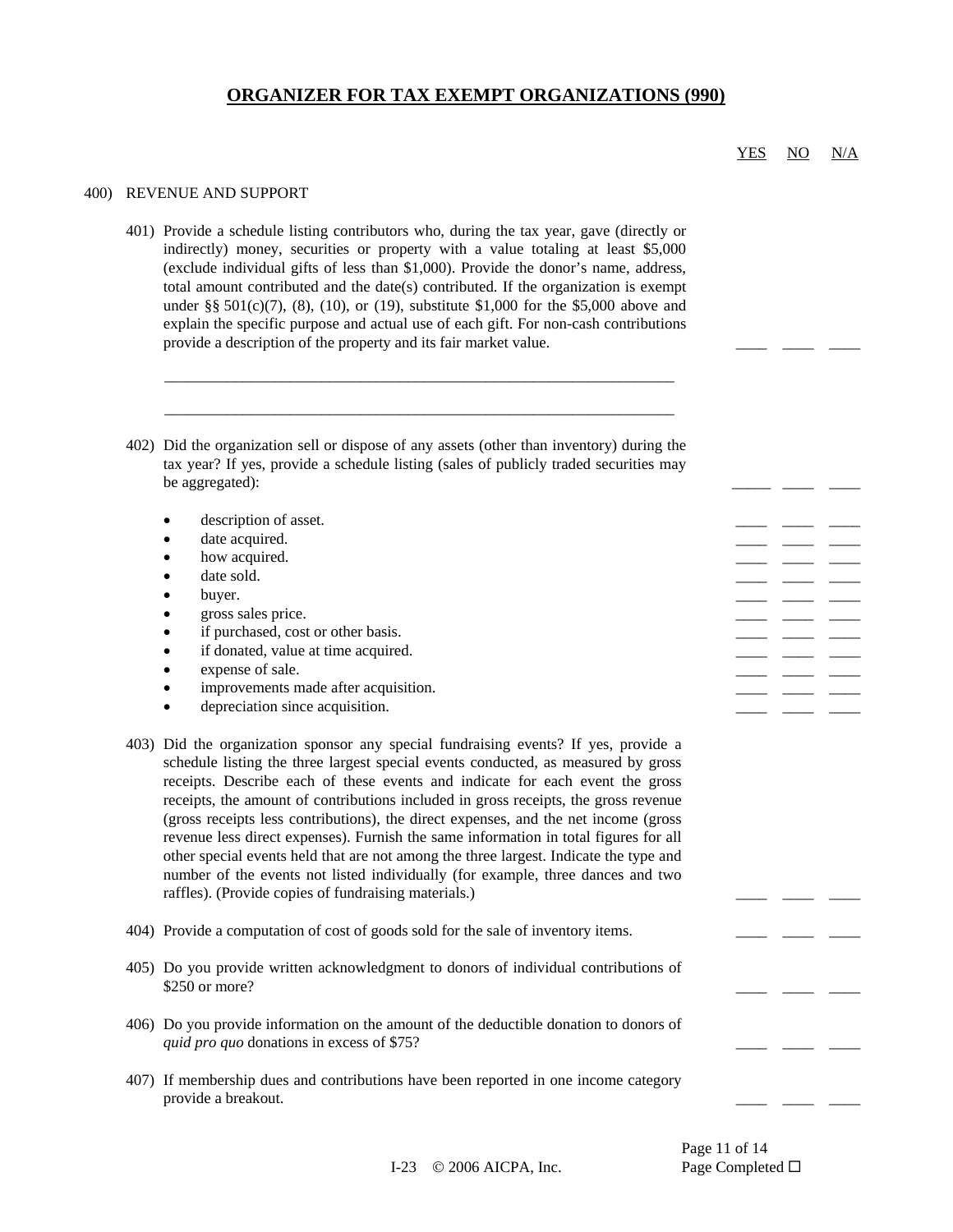# ORGANIZER FOR TAX EXEMPT ORGANIZATIONS (990)

YES NO N/A

400) REVENUE AND SUPPORT

401) Provide a schedule listing contributors who, during the tax year, gave (directly or indirectly) money, securities or property with a value totaling at least $5,000 (exclude individual gifts of less than $1,000). Provide the donor's name, address, total amount contributed and the date(s) contributed. If the organization is exempt under §§ 501(c)(7), (8), (10), or (19), substitute $1,000 for the $5,000 above and explain the specific purpose and actual use of each gift. For non-cash contributions provide a description of the property and its fair market value. ____ ____ ____

___________________________________________________________________

___________________________________________________________________

402) Did the organization sell or dispose of any assets (other than inventory) during the tax year? If yes, provide a schedule listing (sales of publicly traded securities may be aggregated): ____ ____ ____

- description of asset. ____ ____ ____
- date acquired. ____ ____ ____
- how acquired. ____ ____ ____
- date sold. ____ ____ ____
- buyer. ____ ____ ____
- gross sales price. ____ ____ ____
- if purchased, cost or other basis. ____ ____ ____
- if donated, value at time acquired. ____ ____ ____
- expense of sale. ____ ____ ____
- improvements made after acquisition. ____ ____ ____
- depreciation since acquisition. ____ ____ ____

403) Did the organization sponsor any special fundraising events? If yes, provide a schedule listing the three largest special events conducted, as measured by gross receipts. Describe each of these events and indicate for each event the gross receipts, the amount of contributions included in gross receipts, the gross revenue (gross receipts less contributions), the direct expenses, and the net income (gross revenue less direct expenses). Furnish the same information in total figures for all other special events held that are not among the three largest. Indicate the type and number of the events not listed individually (for example, three dances and two raffles). (Provide copies of fundraising materials.) ____ ____ ____

404) Provide a computation of cost of goods sold for the sale of inventory items. ____ ____ ____

405) Do you provide written acknowledgment to donors of individual contributions of $250 or more? ____ ____ ____

406) Do you provide information on the amount of the deductible donation to donors of *quid pro quo* donations in excess of $75? ____ ____ ____

407) If membership dues and contributions have been reported in one income category provide a breakout. ____ ____ ____

I-23 © 2006 AICPA, Inc.

Page Completed ☐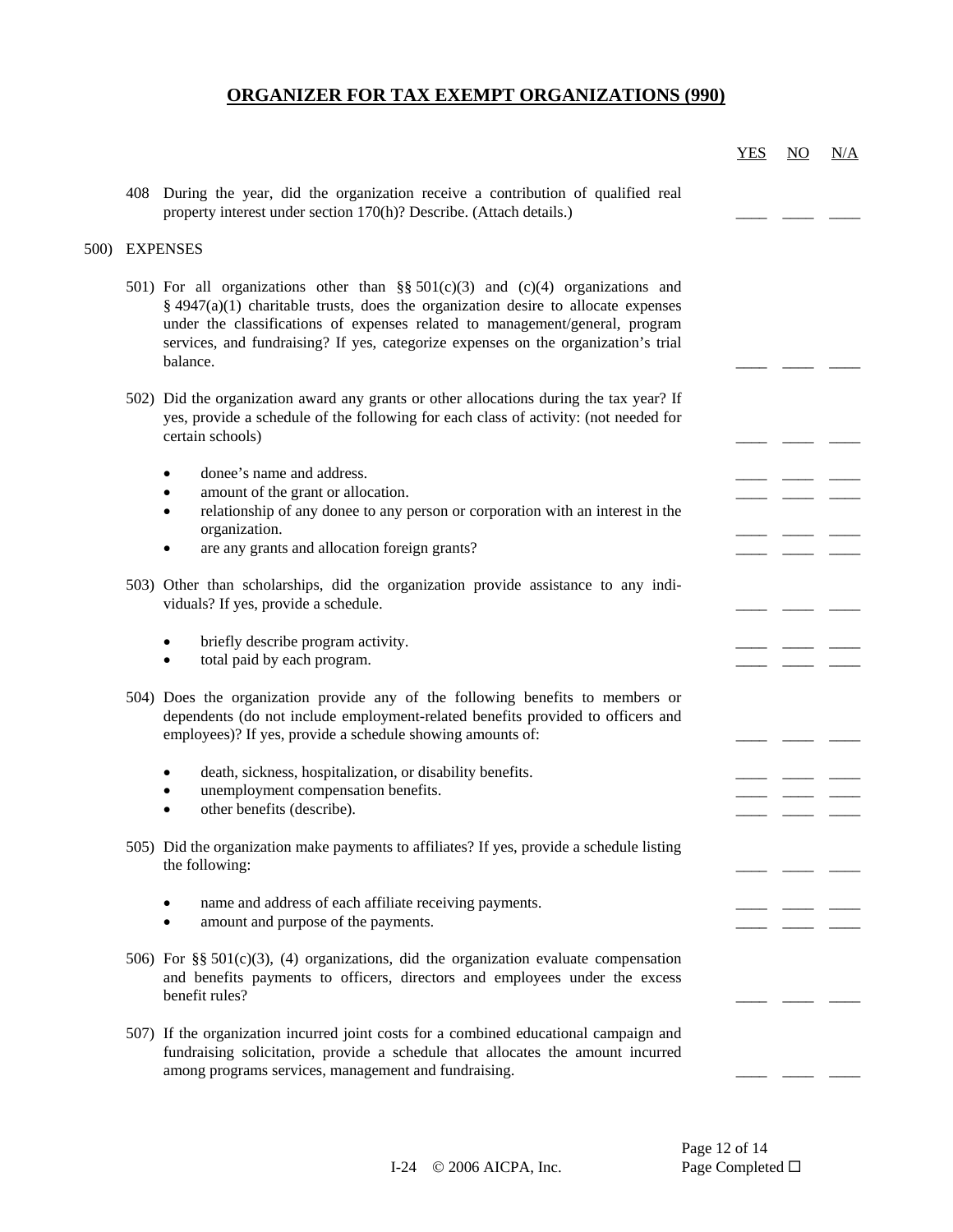# ORGANIZER FOR TAX EXEMPT ORGANIZATIONS (990)

| | YES | NO | N/A |
|---|---|---|---|
| 408 During the year, did the organization receive a contribution of qualified real property interest under section 170(h)? Describe. (Attach details.) | ____ | ____ | ____ |
| **500) EXPENSES** | | | |
| 501) For all organizations other than §§ 501(c)(3) and (c)(4) organizations and § 4947(a)(1) charitable trusts, does the organization desire to allocate expenses under the classifications of expenses related to management/general, program services, and fundraising? If yes, categorize expenses on the organization's trial balance. | ____ | ____ | ____ |
| 502) Did the organization award any grants or other allocations during the tax year? If yes, provide a schedule of the following for each class of activity: (not needed for certain schools) | ____ | ____ | ____ |
| • donee's name and address. | ____ | ____ | ____ |
| • amount of the grant or allocation. | ____ | ____ | ____ |
| • relationship of any donee to any person or corporation with an interest in the organization. | ____ | ____ | ____ |
| • are any grants and allocation foreign grants? | ____ | ____ | ____ |
| 503) Other than scholarships, did the organization provide assistance to any individuals? If yes, provide a schedule. | ____ | ____ | ____ |
| • briefly describe program activity. | ____ | ____ | ____ |
| • total paid by each program. | ____ | ____ | ____ |
| 504) Does the organization provide any of the following benefits to members or dependents (do not include employment-related benefits provided to officers and employees)? If yes, provide a schedule showing amounts of: | ____ | ____ | ____ |
| • death, sickness, hospitalization, or disability benefits. | ____ | ____ | ____ |
| • unemployment compensation benefits. | ____ | ____ | ____ |
| • other benefits (describe). | ____ | ____ | ____ |
| 505) Did the organization make payments to affiliates? If yes, provide a schedule listing the following: | ____ | ____ | ____ |
| • name and address of each affiliate receiving payments. | ____ | ____ | ____ |
| • amount and purpose of the payments. | ____ | ____ | ____ |
| 506) For §§ 501(c)(3), (4) organizations, did the organization evaluate compensation and benefits payments to officers, directors and employees under the excess benefit rules? | ____ | ____ | ____ |
| 507) If the organization incurred joint costs for a combined educational campaign and fundraising solicitation, provide a schedule that allocates the amount incurred among programs services, management and fundraising. | ____ | ____ | ____ |

I-24 © 2006 AICPA, Inc.

Page Completed ☐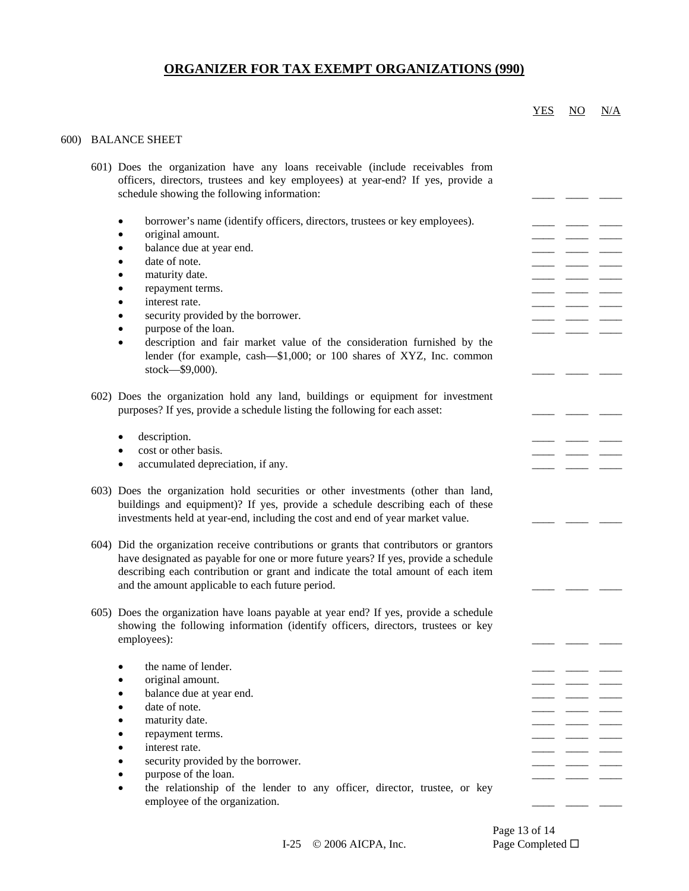# ORGANIZER FOR TAX EXEMPT ORGANIZATIONS (990)

YES NO N/A

600) BALANCE SHEET

601) Does the organization have any loans receivable (include receivables from officers, directors, trustees and key employees) at year-end? If yes, provide a schedule showing the following information: \_\_\_\_ \_\_\_\_ \_\_\_\_

- borrower's name (identify officers, directors, trustees or key employees). \_\_\_\_ \_\_\_\_ \_\_\_\_
- original amount. \_\_\_\_ \_\_\_\_ \_\_\_\_
- balance due at year end. \_\_\_\_ \_\_\_\_ \_\_\_\_
- date of note. \_\_\_\_ \_\_\_\_ \_\_\_\_
- maturity date. \_\_\_\_ \_\_\_\_ \_\_\_\_
- repayment terms. \_\_\_\_ \_\_\_\_ \_\_\_\_
- interest rate. \_\_\_\_ \_\_\_\_ \_\_\_\_
- security provided by the borrower. \_\_\_\_ \_\_\_\_ \_\_\_\_
- purpose of the loan. \_\_\_\_ \_\_\_\_ \_\_\_\_
- description and fair market value of the consideration furnished by the lender (for example, cash—$1,000; or 100 shares of XYZ, Inc. common stock—$9,000). \_\_\_\_ \_\_\_\_ \_\_\_\_

602) Does the organization hold any land, buildings or equipment for investment purposes? If yes, provide a schedule listing the following for each asset: \_\_\_\_ \_\_\_\_ \_\_\_\_

- description. \_\_\_\_ \_\_\_\_ \_\_\_\_
- cost or other basis. \_\_\_\_ \_\_\_\_ \_\_\_\_
- accumulated depreciation, if any. \_\_\_\_ \_\_\_\_ \_\_\_\_

603) Does the organization hold securities or other investments (other than land, buildings and equipment)? If yes, provide a schedule describing each of these investments held at year-end, including the cost and end of year market value. \_\_\_\_ \_\_\_\_ \_\_\_\_

604) Did the organization receive contributions or grants that contributors or grantors have designated as payable for one or more future years? If yes, provide a schedule describing each contribution or grant and indicate the total amount of each item and the amount applicable to each future period. \_\_\_\_ \_\_\_\_ \_\_\_\_

605) Does the organization have loans payable at year end? If yes, provide a schedule showing the following information (identify officers, directors, trustees or key employees): \_\_\_\_ \_\_\_\_ \_\_\_\_

- the name of lender. \_\_\_\_ \_\_\_\_ \_\_\_\_
- original amount. \_\_\_\_ \_\_\_\_ \_\_\_\_
- balance due at year end. \_\_\_\_ \_\_\_\_ \_\_\_\_
- date of note. \_\_\_\_ \_\_\_\_ \_\_\_\_
- maturity date. \_\_\_\_ \_\_\_\_ \_\_\_\_
- repayment terms. \_\_\_\_ \_\_\_\_ \_\_\_\_
- interest rate. \_\_\_\_ \_\_\_\_ \_\_\_\_
- security provided by the borrower. \_\_\_\_ \_\_\_\_ \_\_\_\_
- purpose of the loan. \_\_\_\_ \_\_\_\_ \_\_\_\_
- the relationship of the lender to any officer, director, trustee, or key employee of the organization. \_\_\_\_ \_\_\_\_ \_\_\_\_

Page Completed ☐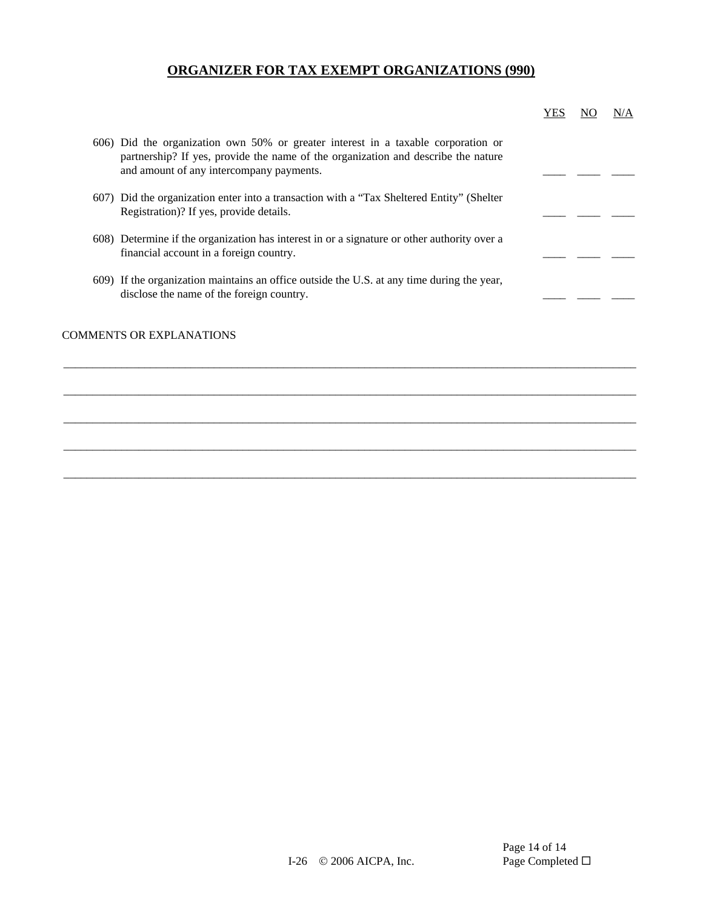# ORGANIZER FOR TAX EXEMPT ORGANIZATIONS (990)

| | YES | NO | N/A |
|---|---|---|---|
| 606) Did the organization own 50% or greater interest in a taxable corporation or partnership? If yes, provide the name of the organization and describe the nature and amount of any intercompany payments. | ____ | ____ | ____ |
| 607) Did the organization enter into a transaction with a "Tax Sheltered Entity" (Shelter Registration)? If yes, provide details. | ____ | ____ | ____ |
| 608) Determine if the organization has interest in or a signature or other authority over a financial account in a foreign country. | ____ | ____ | ____ |
| 609) If the organization maintains an office outside the U.S. at any time during the year, disclose the name of the foreign country. | ____ | ____ | ____ |

COMMENTS OR EXPLANATIONS

______________________________________________________________________________

______________________________________________________________________________

______________________________________________________________________________

______________________________________________________________________________

______________________________________________________________________________

I-26 © 2006 AICPA, Inc.

Page Completed ☐